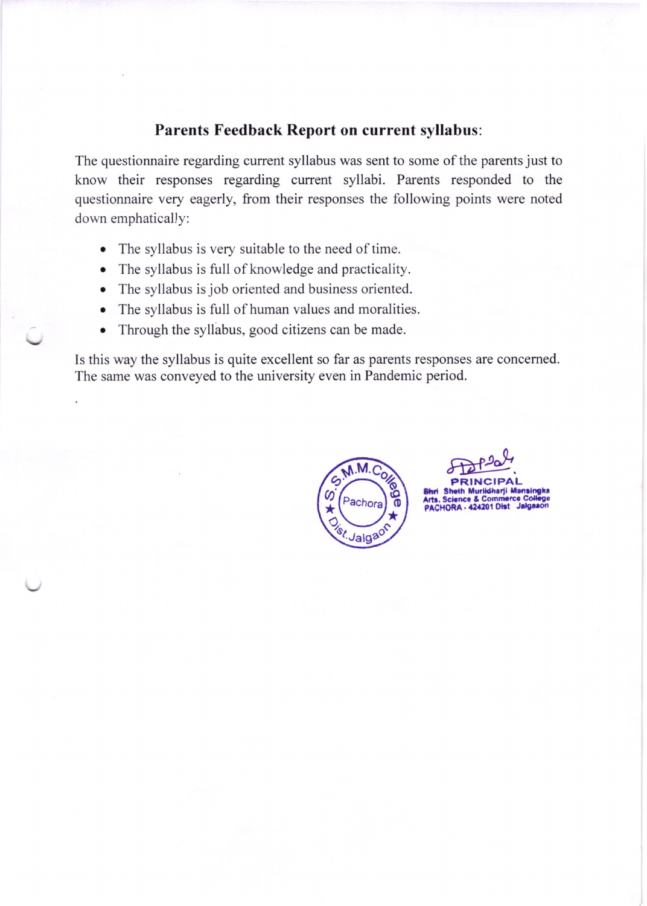## Parents Feedback Report on current syllabus:

The questionnaire regarding current syllabus was sent to some of the parents just to know their responses regarding current syllabi. Parents responded to the questionnaire very eagerly, from their responses the following points were noted down emphatically:

- The syllabus is very suitable to the need of time.
- The syllabus is full of knowledge and practicality.
- The syllabus is job oriented and business oriented.
- The syllabus is full of human values and moralities.
- Through the syllabus, good citizens can be made.

Is this way the syllabus is quite excellent so far as parents responses are concerned. The same was conveyed to the university even in Pandemic period.

S.M.M. College Pachora Dist. Jalgaon

PRINCIPAL
Shri Sheth Murlidharji Mansingka
Arts, Science & Commerce College
PACHORA - 424201 Dist Jalgaon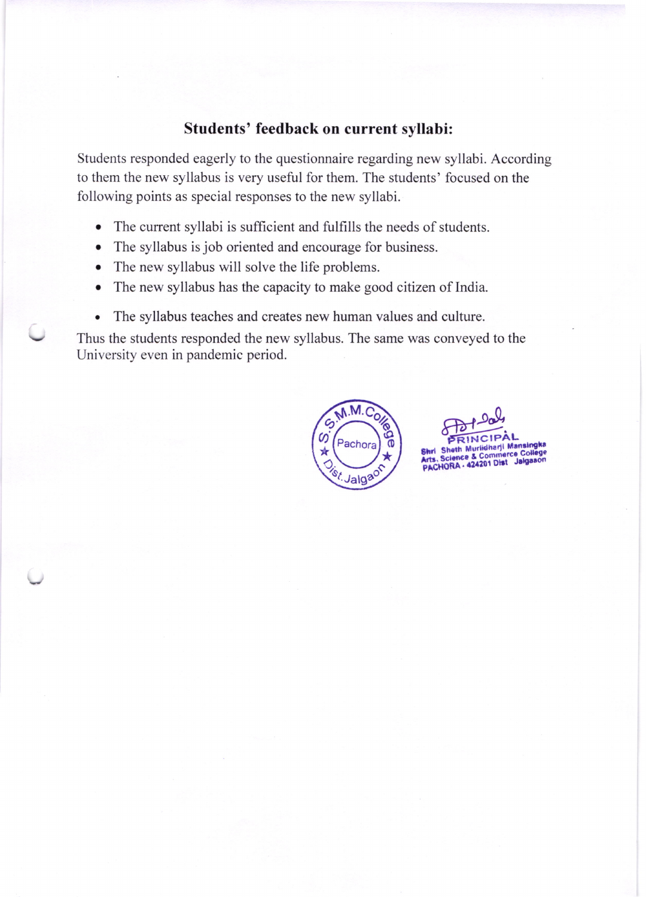## Students' feedback on current syllabi:

Students responded eagerly to the questionnaire regarding new syllabi. According to them the new syllabus is very useful for them. The students' focused on the following points as special responses to the new syllabi.

- The current syllabi is sufficient and fulfills the needs of students.
- The syllabus is job oriented and encourage for business.
- The new syllabus will solve the life problems.
- The new syllabus has the capacity to make good citizen of India.
- The syllabus teaches and creates new human values and culture.

Thus the students responded the new syllabus. The same was conveyed to the University even in pandemic period.

S.M.M. College Pachora Dist. Jalgaon

PRINCIPAL
Shri Sheth Murlidharji Mansingka
Arts, Science & Commerce College
PACHORA - 424201 Dist Jalgaon